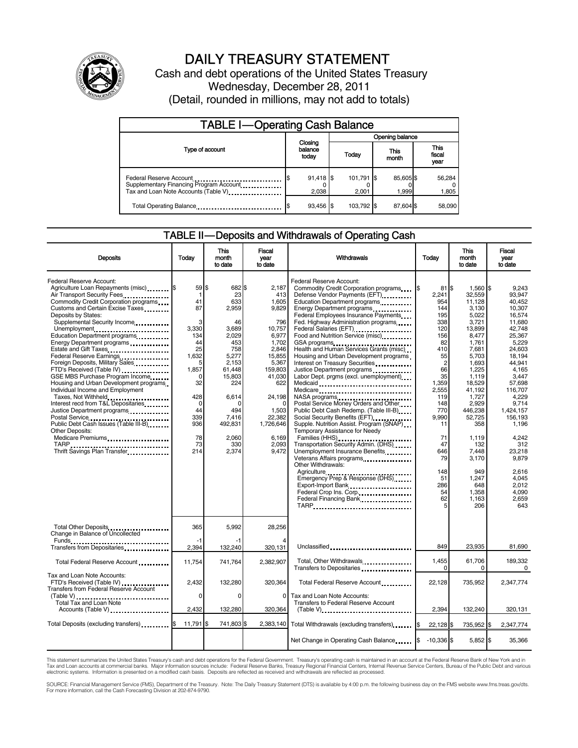# DAILY TREASURY STATEMENT

Cash and debt operations of the United States Treasury

Wednesday, December 28, 2011

(Detail, rounded in millions, may not add to totals)

## TABLE I—Operating Cash Balance

| Type of account | Closing balance today | Opening balance Today | Opening balance This month | Opening balance This fiscal year |
|---|---|---|---|---|
| Federal Reserve Account | $ 91,418 | $ 101,791 | $ 85,605 | $ 56,284 |
| Supplementary Financing Program Account | 0 | 0 | 0 | 0 |
| Tax and Loan Note Accounts (Table V) | 2,038 | 2,001 | 1,999 | 1,805 |
| Total Operating Balance | $ 93,456 | $ 103,792 | $ 87,604 | $ 58,090 |

## TABLE II—Deposits and Withdrawals of Operating Cash

| Deposits | Today | This month to date | Fiscal year to date |
|---|---|---|---|
| Federal Reserve Account: | | | |
| Agriculture Loan Repayments (misc) | $ 59 | $ 682 | $ 2,187 |
| Air Transport Security Fees | 1 | 23 | 413 |
| Commodity Credit Corporation programs | 41 | 633 | 1,605 |
| Customs and Certain Excise Taxes | 87 | 2,959 | 9,829 |
| Deposits by States: | | | |
| Supplemental Security Income | 3 | 46 | 796 |
| Unemployment | 3,330 | 3,689 | 10,757 |
| Education Department programs | 134 | 2,029 | 6,977 |
| Energy Department programs | 44 | 453 | 1,702 |
| Estate and Gift Taxes | 25 | 758 | 2,846 |
| Federal Reserve Earnings | 1,632 | 5,277 | 15,855 |
| Foreign Deposits, Military Sales | 5 | 2,153 | 5,367 |
| FTD's Received (Table IV) | 1,857 | 61,448 | 159,803 |
| GSE MBS Purchase Program Income | 0 | 15,803 | 41,030 |
| Housing and Urban Development programs | 32 | 224 | 622 |
| Individual Income and Employment Taxes, Not Withheld | 428 | 6,614 | 24,198 |
| Interest recd from T&L Depositaries | 0 | 0 | 0 |
| Justice Department programs | 44 | 494 | 1,503 |
| Postal Service | 339 | 7,416 | 22,382 |
| Public Debt Cash Issues (Table III-B) | 936 | 492,831 | 1,726,646 |
| Other Deposits: | | | |
| Medicare Premiums | 78 | 2,060 | 6,169 |
| TARP | 73 | 330 | 2,093 |
| Thrift Savings Plan Transfer | 214 | 2,374 | 9,472 |
| Total Other Deposits | 365 | 5,992 | 28,256 |
| Change in Balance of Uncollected Funds | -1 | -1 | 4 |
| Transfers from Depositaries | 2,394 | 132,240 | 320,131 |
| Total Federal Reserve Account | 11,754 | 741,764 | 2,382,907 |
| Tax and Loan Note Accounts: | | | |
| FTD's Received (Table IV) | 2,432 | 132,280 | 320,364 |
| Transfers from Federal Reserve Account (Table V) | 0 | 0 | 0 |
| Total Tax and Loan Note Accounts (Table V) | 2,432 | 132,280 | 320,364 |
| Total Deposits (excluding transfers) | $ 11,791 | $ 741,803 | $ 2,383,140 |

| Withdrawals | Today | This month to date | Fiscal year to date |
|---|---|---|---|
| Federal Reserve Account: | | | |
| Commodity Credit Corporation programs | $ 81 | $ 1,560 | $ 9,243 |
| Defense Vendor Payments (EFT) | 2,241 | 32,559 | 93,947 |
| Education Department programs | 954 | 11,128 | 40,452 |
| Energy Department programs | 144 | 3,130 | 10,307 |
| Federal Employees Insurance Payments | 195 | 5,022 | 16,574 |
| Fed. Highway Administration programs | 338 | 3,721 | 11,680 |
| Federal Salaries (EFT) | 120 | 13,899 | 42,748 |
| Food and Nutrition Service (misc) | 156 | 8,477 | 25,367 |
| GSA programs | 82 | 1,761 | 5,229 |
| Health and Human Services Grants (misc) | 410 | 7,681 | 24,603 |
| Housing and Urban Development programs | 55 | 5,703 | 18,194 |
| Interest on Treasury Securities | 2 | 1,693 | 44,941 |
| Justice Department programs | 66 | 1,225 | 4,165 |
| Labor Dept. prgms (excl. unemployment) | 35 | 1,119 | 3,447 |
| Medicaid | 1,359 | 18,529 | 57,698 |
| Medicare | 2,555 | 41,192 | 116,707 |
| NASA programs | 119 | 1,727 | 4,229 |
| Postal Service Money Orders and Other | 148 | 2,929 | 9,714 |
| Public Debt Cash Redemp. (Table III-B) | 770 | 446,238 | 1,424,157 |
| Social Security Benefits (EFT) | 9,990 | 52,725 | 156,193 |
| Supple. Nutrition Assist. Program (SNAP) | 11 | 358 | 1,196 |
| Temporary Assistance for Needy Families (HHS) | 71 | 1,119 | 4,242 |
| Transportation Security Admin. (DHS) | 47 | 132 | 312 |
| Unemployment Insurance Benefits | 646 | 7,448 | 23,218 |
| Veterans Affairs programs | 79 | 3,170 | 9,879 |
| Other Withdrawals: | | | |
| Agriculture | 148 | 949 | 2,616 |
| Emergency Prep & Response (DHS) | 51 | 1,247 | 4,045 |
| Export-Import Bank | 286 | 648 | 2,012 |
| Federal Crop Ins. Corp. | 54 | 1,358 | 4,090 |
| Federal Financing Bank | 62 | 1,163 | 2,659 |
| TARP | 5 | 206 | 643 |
| Unclassified | 849 | 23,935 | 81,690 |
| Total, Other Withdrawals | 1,455 | 61,706 | 189,332 |
| Transfers to Depositaries | 0 | 0 | 0 |
| Total Federal Reserve Account | 22,128 | 735,952 | 2,347,774 |
| Tax and Loan Note Accounts: | | | |
| Transfers to Federal Reserve Account (Table V) | 2,394 | 132,240 | 320,131 |
| Total Withdrawals (excluding transfers) | $ 22,128 | $ 735,952 | $ 2,347,774 |
| Net Change in Operating Cash Balance | $ -10,336 | $ 5,852 | $ 35,366 |

This statement summarizes the United States Treasury's cash and debt operations for the Federal Government. Treasury's operating cash is maintained in an account at the Federal Reserve Bank of New York and in Tax and Loan accounts at commercial banks. Major information sources include: Federal Reserve Banks, Treasury Regional Financial Centers, Internal Revenue Service Centers, Bureau of the Public Debt and various electronic systems. Information is presented on a modified cash basis. Deposits are reflected as received and withdrawals are reflected as processed.

SOURCE: Financial Management Service (FMS), Department of the Treasury. Note: The Daily Treasury Statement (DTS) is available by 4:00 p.m. the following business day on the FMS website www.fms.treas.gov/dts. For more information, call the Cash Forecasting Division at 202-874-9790.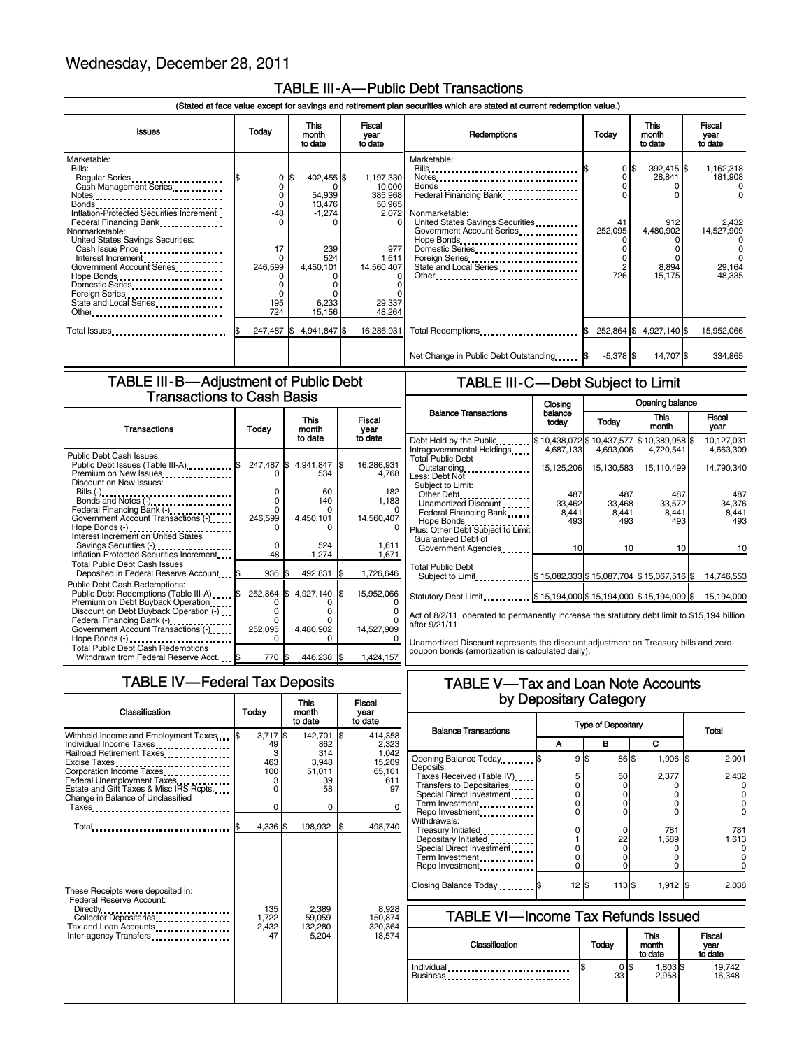Wednesday, December 28, 2011

## TABLE III-A—Public Debt Transactions

(Stated at face value except for savings and retirement plan securities which are stated at current redemption value.)

| Issues | Today | This month to date | Fiscal year to date | Redemptions | Today | This month to date | Fiscal year to date |
|---|---|---|---|---|---|---|---|
| Marketable: | | | | Marketable: | | | |
| Bills: | | | | Bills | $ 0 | $ 392,415 | $ 1,162,318 |
| Regular Series | $ 0 | $ 402,455 | $ 1,197,330 | Notes | 0 | 28,841 | 181,908 |
| Cash Management Series | 0 | 0 | 10,000 | Bonds | 0 | 0 | 0 |
| Notes | 0 | 54,939 | 385,968 | Federal Financing Bank | 0 | 0 | 0 |
| Bonds | 0 | 13,476 | 50,965 | | | | |
| Inflation-Protected Securities Increment | -48 | -1,274 | 2,072 | Nonmarketable: | | | |
| Federal Financing Bank | 0 | 0 | 0 | United States Savings Securities | 41 | 912 | 2,432 |
| Nonmarketable: | | | | Government Account Series | 252,095 | 4,480,902 | 14,527,909 |
| United States Savings Securities: | | | | Hope Bonds | 0 | 0 | 0 |
| Cash Issue Price | 17 | 239 | 977 | Domestic Series | 0 | 0 | 0 |
| Interest Increment | 0 | 524 | 1,611 | Foreign Series | 0 | 0 | 0 |
| Government Account Series | 246,599 | 4,450,101 | 14,560,407 | State and Local Series | 2 | 8,894 | 29,164 |
| Hope Bonds | 0 | 0 | 0 | Other | 726 | 15,175 | 48,335 |
| Domestic Series | 0 | 0 | 0 | | | | |
| Foreign Series | 0 | 0 | 0 | | | | |
| State and Local Series | 195 | 6,233 | 29,337 | | | | |
| Other | 724 | 15,156 | 48,264 | | | | |
| Total Issues | $ 247,487 | $ 4,941,847 | $ 16,286,931 | Total Redemptions | $ 252,864 | $ 4,927,140 | $ 15,952,066 |
| | | | | Net Change in Public Debt Outstanding | $ -5,378 | $ 14,707 | $ 334,865 |

## TABLE III-B—Adjustment of Public Debt Transactions to Cash Basis

| Transactions | Today | This month to date | Fiscal year to date |
|---|---|---|---|
| Public Debt Cash Issues: | | | |
| Public Debt Issues (Table III-A) | $ 247,487 | $ 4,941,847 | $ 16,286,931 |
| Premium on New Issues | 0 | 534 | 4,768 |
| Discount on New Issues: | | | |
| Bills (-) | 0 | 60 | 182 |
| Bonds and Notes (-) | 0 | 140 | 1,183 |
| Federal Financing Bank (-) | 0 | 0 | 0 |
| Government Account Transactions (-) | 246,599 | 4,450,101 | 14,560,407 |
| Hope Bonds (-) | 0 | 0 | 0 |
| Interest Increment on United States Savings Securities (-) | 0 | 524 | 1,611 |
| Inflation-Protected Securities Increment | -48 | -1,274 | 1,671 |
| Total Public Debt Cash Issues Deposited in Federal Reserve Account | $ 936 | $ 492,831 | $ 1,726,646 |
| Public Debt Cash Redemptions: | | | |
| Public Debt Redemptions (Table III-A) | $ 252,864 | $ 4,927,140 | $ 15,952,066 |
| Premium on Debt Buyback Operation | 0 | 0 | 0 |
| Discount on Debt Buyback Operation (-) | 0 | 0 | 0 |
| Federal Financing Bank (-) | 0 | 0 | 0 |
| Government Account Transactions (-) | 252,095 | 4,480,902 | 14,527,909 |
| Hope Bonds (-) | 0 | 0 | 0 |
| Total Public Debt Cash Redemptions Withdrawn from Federal Reserve Acct. | $ 770 | $ 446,238 | $ 1,424,157 |

## TABLE III-C—Debt Subject to Limit

| Balance Transactions | Closing balance today | Opening balance Today | Opening balance This month | Opening balance Fiscal year |
|---|---|---|---|---|
| Debt Held by the Public | $ 10,438,072 | $ 10,437,577 | $ 10,389,958 | $ 10,127,031 |
| Intragovernmental Holdings | 4,687,133 | 4,693,006 | 4,720,541 | 4,663,309 |
| Total Public Debt Outstanding | 15,125,206 | 15,130,583 | 15,110,499 | 14,790,340 |
| Less: Debt Not Subject to Limit: | | | | |
| Other Debt | 487 | 487 | 487 | 487 |
| Unamortized Discount | 33,462 | 33,468 | 33,572 | 34,376 |
| Federal Financing Bank | 8,441 | 8,441 | 8,441 | 8,441 |
| Hope Bonds | 493 | 493 | 493 | 493 |
| Plus: Other Debt Subject to Limit | | | | |
| Guaranteed Debt of Government Agencies | 10 | 10 | 10 | 10 |
| Total Public Debt Subject to Limit | $ 15,082,333 | $ 15,087,704 | $ 15,067,516 | $ 14,746,553 |
| Statutory Debt Limit | $ 15,194,000 | $ 15,194,000 | $ 15,194,000 | $ 15,194,000 |

Act of 8/2/11, operated to permanently increase the statutory debt limit to $15,194 billion after 9/21/11.

Unamortized Discount represents the discount adjustment on Treasury bills and zero-coupon bonds (amortization is calculated daily).

## TABLE IV—Federal Tax Deposits

| Classification | Today | This month to date | Fiscal year to date |
|---|---|---|---|
| Withheld Income and Employment Taxes | $ 3,717 | $ 142,701 | $ 414,358 |
| Individual Income Taxes | 49 | 862 | 2,323 |
| Railroad Retirement Taxes | 3 | 314 | 1,042 |
| Excise Taxes | 463 | 3,948 | 15,209 |
| Corporation Income Taxes | 100 | 51,011 | 65,101 |
| Federal Unemployment Taxes | 3 | 39 | 611 |
| Estate and Gift Taxes & Misc IRS Rcpts. | 0 | 58 | 97 |
| Change in Balance of Unclassified Taxes | 0 | 0 | 0 |
| Total | $ 4,336 | $ 198,932 | $ 498,740 |
| These Receipts were deposited in: | | | |
| Federal Reserve Account: | | | |
| Directly | 135 | 2,389 | 8,928 |
| Collector Depositaries | 1,722 | 59,059 | 150,874 |
| Tax and Loan Accounts | 2,432 | 132,280 | 320,364 |
| Inter-agency Transfers | 47 | 5,204 | 18,574 |

## TABLE V—Tax and Loan Note Accounts by Depositary Category

| Balance Transactions | Type of Depositary A | Type of Depositary B | Type of Depositary C | Total |
|---|---|---|---|---|
| Opening Balance Today | $ 9 | $ 86 | $ 1,906 | $ 2,001 |
| Deposits: | | | | |
| Taxes Received (Table IV) | 5 | 50 | 2,377 | 2,432 |
| Transfers to Depositaries | 0 | 0 | 0 | 0 |
| Special Direct Investment | 0 | 0 | 0 | 0 |
| Term Investment | 0 | 0 | 0 | 0 |
| Repo Investment | 0 | 0 | 0 | 0 |
| Withdrawals: | | | | |
| Treasury Initiated | 0 | 0 | 781 | 781 |
| Depositary Initiated | 1 | 22 | 1,589 | 1,613 |
| Special Direct Investment | 0 | 0 | 0 | 0 |
| Term Investment | 0 | 0 | 0 | 0 |
| Repo Investment | 0 | 0 | 0 | 0 |
| Closing Balance Today | $ 12 | $ 113 | $ 1,912 | $ 2,038 |

## TABLE VI—Income Tax Refunds Issued

| Classification | Today | This month to date | Fiscal year to date |
|---|---|---|---|
| Individual | $ 0 | $ 1,803 | $ 19,742 |
| Business | 33 | 2,958 | 16,348 |